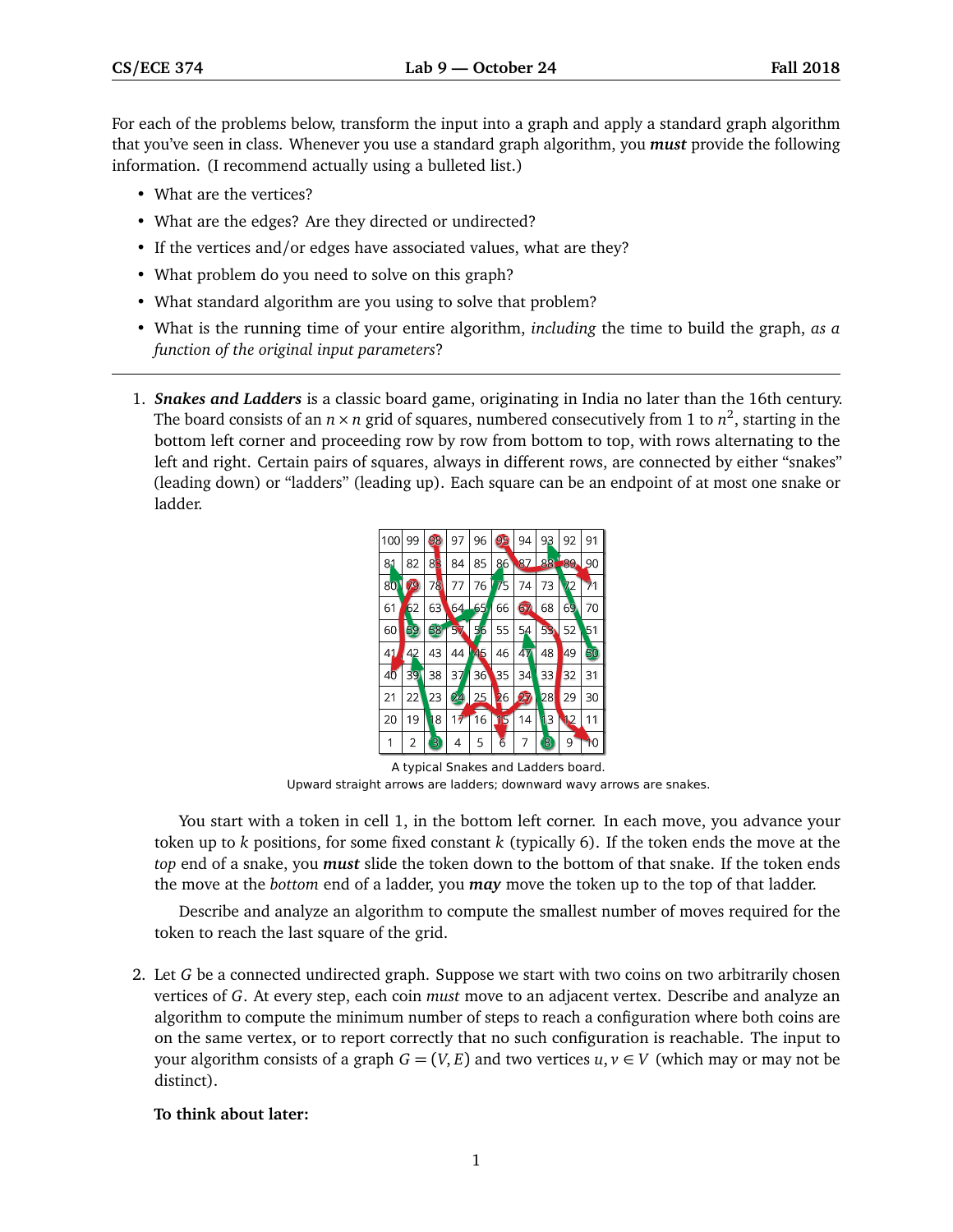For each of the problems below, transform the input into a graph and apply a standard graph algorithm that you've seen in class. Whenever you use a standard graph algorithm, you ***must*** provide the following information. (I recommend actually using a bulleted list.)

- What are the vertices?
- What are the edges? Are they directed or undirected?
- If the vertices and/or edges have associated values, what are they?
- What problem do you need to solve on this graph?
- What standard algorithm are you using to solve that problem?
- What is the running time of your entire algorithm, *including* the time to build the graph, *as a function of the original input parameters*?

---

1. ***Snakes and Ladders*** is a classic board game, originating in India no later than the 16th century. The board consists of an $n \times n$ grid of squares, numbered consecutively from 1 to $n^2$, starting in the bottom left corner and proceeding row by row from bottom to top, with rows alternating to the left and right. Certain pairs of squares, always in different rows, are connected by either "snakes" (leading down) or "ladders" (leading up). Each square can be an endpoint of at most one snake or ladder.

   A typical Snakes and Ladders board.
   Upward straight arrows are ladders; downward wavy arrows are snakes.

   You start with a token in cell 1, in the bottom left corner. In each move, you advance your token up to $k$ positions, for some fixed constant $k$ (typically 6). If the token ends the move at the *top* end of a snake, you ***must*** slide the token down to the bottom of that snake. If the token ends the move at the *bottom* end of a ladder, you ***may*** move the token up to the top of that ladder.

   Describe and analyze an algorithm to compute the smallest number of moves required for the token to reach the last square of the grid.

2. Let $G$ be a connected undirected graph. Suppose we start with two coins on two arbitrarily chosen vertices of $G$. At every step, each coin *must* move to an adjacent vertex. Describe and analyze an algorithm to compute the minimum number of steps to reach a configuration where both coins are on the same vertex, or to report correctly that no such configuration is reachable. The input to your algorithm consists of a graph $G = (V, E)$ and two vertices $u, v \in V$ (which may or may not be distinct).

   **To think about later:**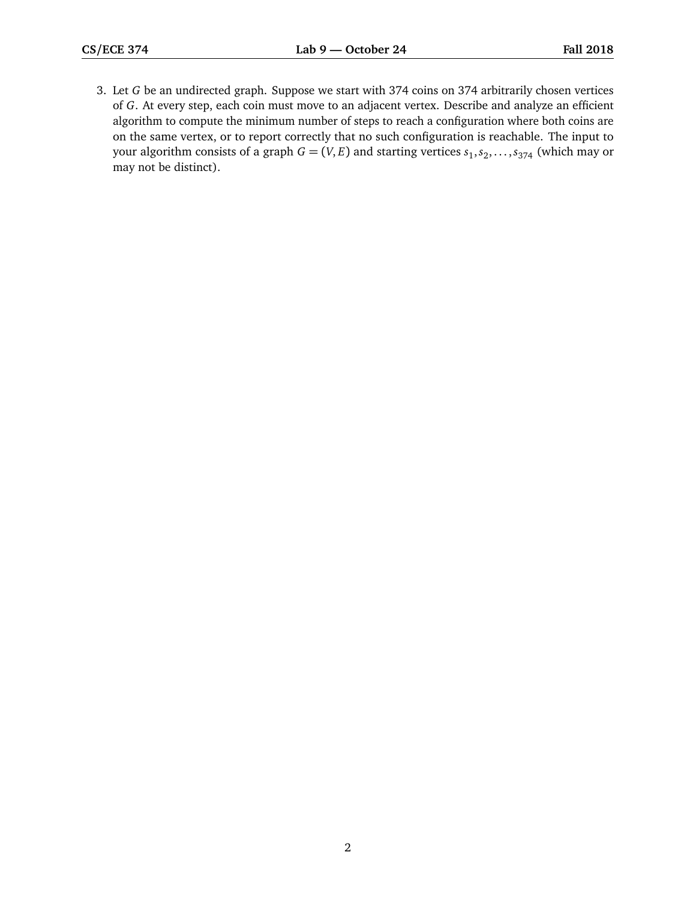3. Let $G$ be an undirected graph. Suppose we start with 374 coins on 374 arbitrarily chosen vertices of $G$. At every step, each coin must move to an adjacent vertex. Describe and analyze an efficient algorithm to compute the minimum number of steps to reach a configuration where both coins are on the same vertex, or to report correctly that no such configuration is reachable. The input to your algorithm consists of a graph $G = (V, E)$ and starting vertices $s_1, s_2, \ldots, s_{374}$ (which may or may not be distinct).